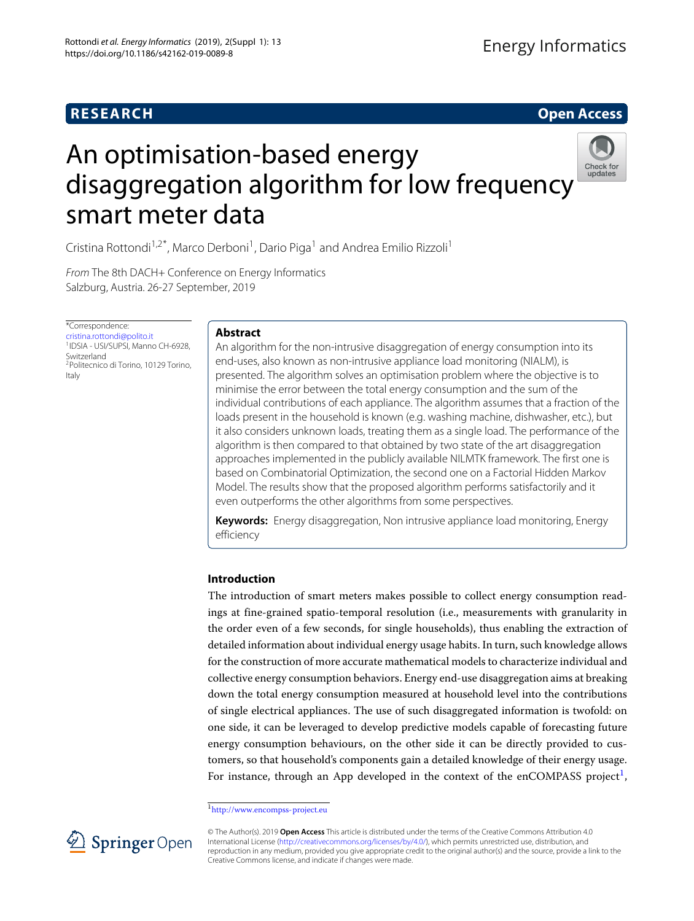RESEARCH

Open Access

# An optimisation-based energy disaggregation algorithm for low frequency smart meter data

Cristina Rottondi[1,2*], Marco Derboni[1], Dario Piga[1] and Andrea Emilio Rizzoli[1]

*From* The 8th DACH+ Conference on Energy Informatics
Salzburg, Austria. 26-27 September, 2019

*Correspondence: cristina.rottondi@polito.it
[1]IDSIA - USI/SUPSI, Manno CH-6928, Switzerland
[2]Politecnico di Torino, 10129 Torino, Italy

## Abstract

An algorithm for the non-intrusive disaggregation of energy consumption into its end-uses, also known as non-intrusive appliance load monitoring (NIALM), is presented. The algorithm solves an optimisation problem where the objective is to minimise the error between the total energy consumption and the sum of the individual contributions of each appliance. The algorithm assumes that a fraction of the loads present in the household is known (e.g. washing machine, dishwasher, etc.), but it also considers unknown loads, treating them as a single load. The performance of the algorithm is then compared to that obtained by two state of the art disaggregation approaches implemented in the publicly available NILMTK framework. The first one is based on Combinatorial Optimization, the second one on a Factorial Hidden Markov Model. The results show that the proposed algorithm performs satisfactorily and it even outperforms the other algorithms from some perspectives.

**Keywords:** Energy disaggregation, Non intrusive appliance load monitoring, Energy efficiency

## Introduction

The introduction of smart meters makes possible to collect energy consumption readings at fine-grained spatio-temporal resolution (i.e., measurements with granularity in the order even of a few seconds, for single households), thus enabling the extraction of detailed information about individual energy usage habits. In turn, such knowledge allows for the construction of more accurate mathematical models to characterize individual and collective energy consumption behaviors. Energy end-use disaggregation aims at breaking down the total energy consumption measured at household level into the contributions of single electrical appliances. The use of such disaggregated information is twofold: on one side, it can be leveraged to develop predictive models capable of forecasting future energy consumption behaviours, on the other side it can be directly provided to customers, so that household's components gain a detailed knowledge of their energy usage. For instance, through an App developed in the context of the enCOMPASS project[1],

[1]http://www.encompss-project.eu

© The Author(s). 2019 **Open Access** This article is distributed under the terms of the Creative Commons Attribution 4.0 International License (http://creativecommons.org/licenses/by/4.0/), which permits unrestricted use, distribution, and reproduction in any medium, provided you give appropriate credit to the original author(s) and the source, provide a link to the Creative Commons license, and indicate if changes were made.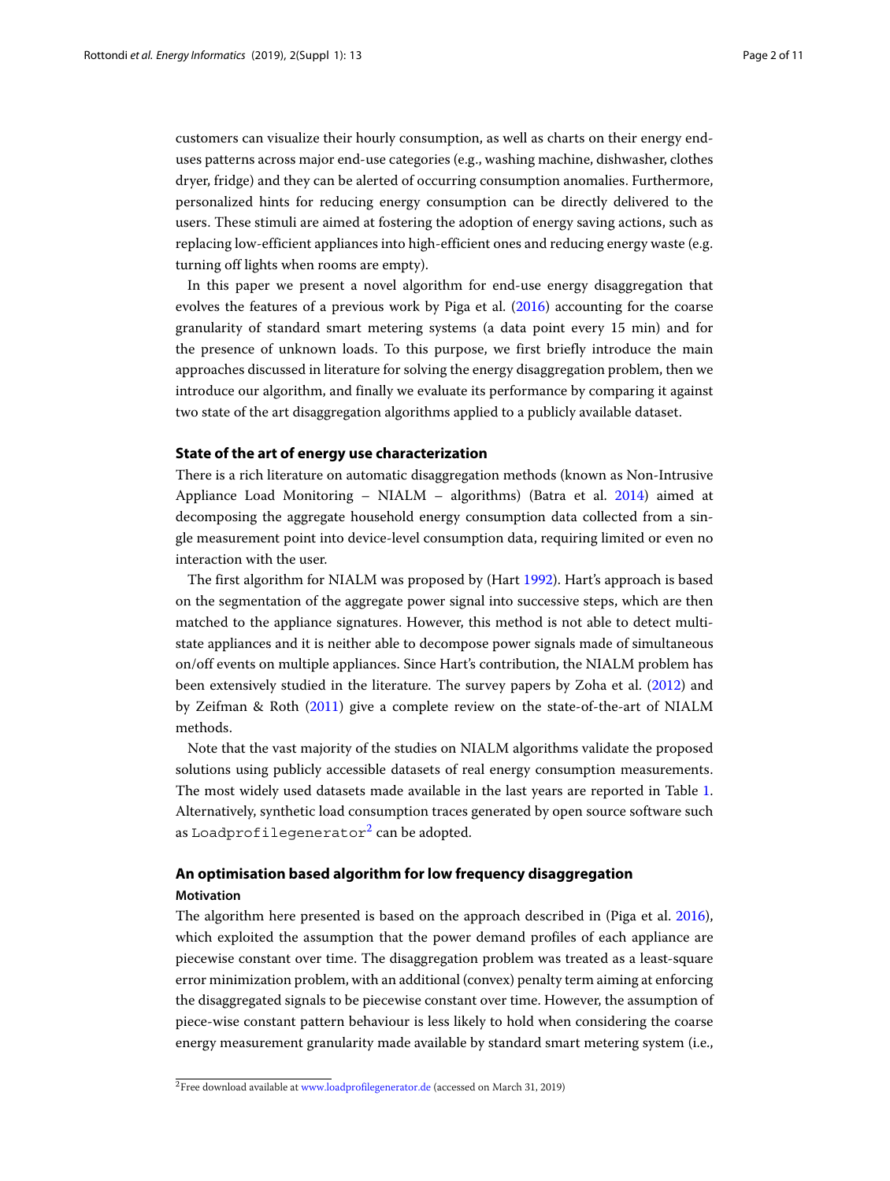customers can visualize their hourly consumption, as well as charts on their energy end-uses patterns across major end-use categories (e.g., washing machine, dishwasher, clothes dryer, fridge) and they can be alerted of occurring consumption anomalies. Furthermore, personalized hints for reducing energy consumption can be directly delivered to the users. These stimuli are aimed at fostering the adoption of energy saving actions, such as replacing low-efficient appliances into high-efficient ones and reducing energy waste (e.g. turning off lights when rooms are empty).

In this paper we present a novel algorithm for end-use energy disaggregation that evolves the features of a previous work by Piga et al. (2016) accounting for the coarse granularity of standard smart metering systems (a data point every 15 min) and for the presence of unknown loads. To this purpose, we first briefly introduce the main approaches discussed in literature for solving the energy disaggregation problem, then we introduce our algorithm, and finally we evaluate its performance by comparing it against two state of the art disaggregation algorithms applied to a publicly available dataset.

## State of the art of energy use characterization

There is a rich literature on automatic disaggregation methods (known as Non-Intrusive Appliance Load Monitoring – NIALM – algorithms) (Batra et al. 2014) aimed at decomposing the aggregate household energy consumption data collected from a single measurement point into device-level consumption data, requiring limited or even no interaction with the user.

The first algorithm for NIALM was proposed by (Hart 1992). Hart's approach is based on the segmentation of the aggregate power signal into successive steps, which are then matched to the appliance signatures. However, this method is not able to detect multi-state appliances and it is neither able to decompose power signals made of simultaneous on/off events on multiple appliances. Since Hart's contribution, the NIALM problem has been extensively studied in the literature. The survey papers by Zoha et al. (2012) and by Zeifman & Roth (2011) give a complete review on the state-of-the-art of NIALM methods.

Note that the vast majority of the studies on NIALM algorithms validate the proposed solutions using publicly accessible datasets of real energy consumption measurements. The most widely used datasets made available in the last years are reported in Table 1. Alternatively, synthetic load consumption traces generated by open source software such as `Loadprofilegenerator`[2] can be adopted.

## An optimisation based algorithm for low frequency disaggregation

### Motivation

The algorithm here presented is based on the approach described in (Piga et al. 2016), which exploited the assumption that the power demand profiles of each appliance are piecewise constant over time. The disaggregation problem was treated as a least-square error minimization problem, with an additional (convex) penalty term aiming at enforcing the disaggregated signals to be piecewise constant over time. However, the assumption of piece-wise constant pattern behaviour is less likely to hold when considering the coarse energy measurement granularity made available by standard smart metering system (i.e.,

[2] Free download available at www.loadprofilegenerator.de (accessed on March 31, 2019)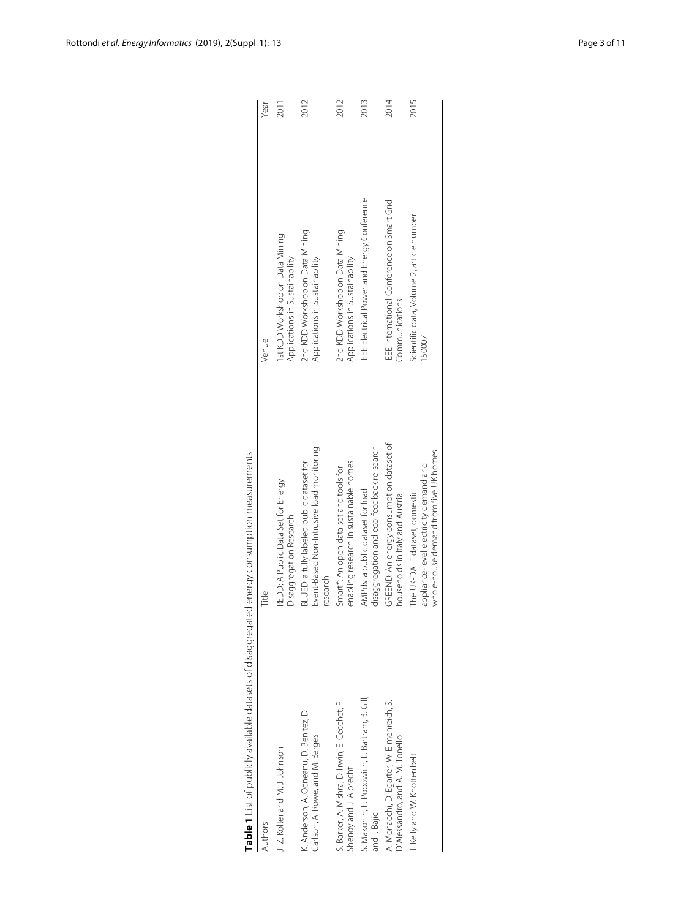**Table 1** List of publicly available datasets of disaggregated energy consumption measurements

| Authors | Title | Venue | Year |
| --- | --- | --- | --- |
| J. Z. Kolter and M. J. Johnson | REDD: A Public Data Set for Energy Disaggregation Research | 1st KDD Workshop on Data Mining Applications in Sustainability | 2011 |
| K. Anderson, A. Ocneanu, D. Benitez, D. Carlson, A. Rowe, and M. Berges | BLUED: a fully labeled public dataset for Event-Based Non-Intrusive load monitoring research | 2nd KDD Workshop on Data Mining Applications in Sustainability | 2012 |
| S. Barker, A. Mishra, D. Irwin, E. Cecchet, P. Shenoy and J. Albrecht | Smart*: An open data set and tools for enabling research in sustainable homes | 2nd KDD Workshop on Data Mining Applications in Sustainability | 2012 |
| S. Makonin, F. Popowich, L. Bartram, B. Gill, and I. Bajic | AMPds: a public dataset for load disaggregation and eco-feedback re-search | IEEE Electrical Power and Energy Conference | 2013 |
| A. Monacchi, D. Egarter, W. Elmenreich, S. D'Alessandro, and A. M. Tonello | GREEND: An energy consumption dataset of households in Italy and Austria | IEEE International Conference on Smart Grid Communications | 2014 |
| J. Kelly and W. Knottenbelt | The UK-DALE dataset, domestic appliance-level electricity demand and whole-house demand from five UK homes | Scientific data, Volume 2, article number 150007 | 2015 |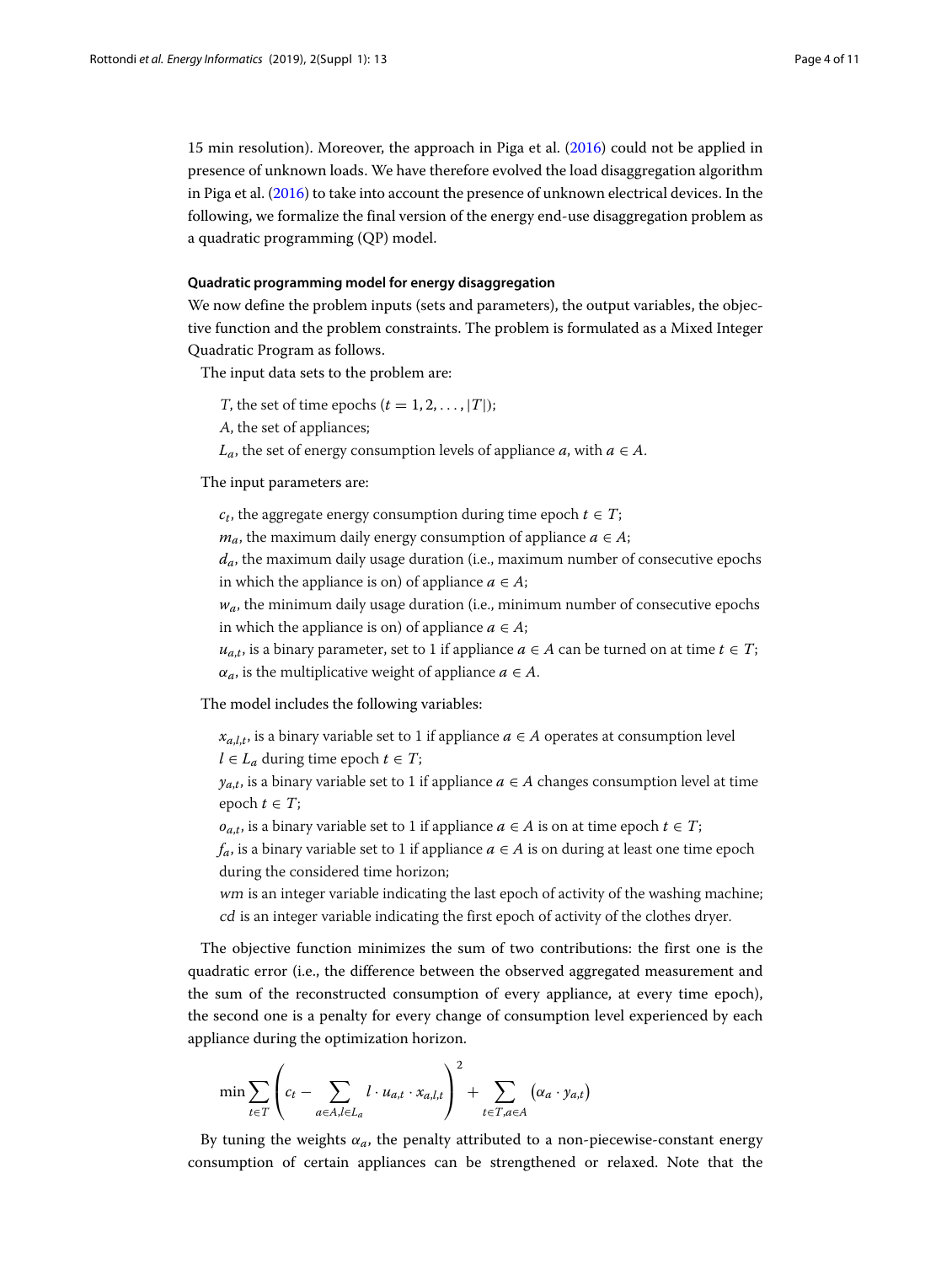15 min resolution). Moreover, the approach in Piga et al. (2016) could not be applied in presence of unknown loads. We have therefore evolved the load disaggregation algorithm in Piga et al. (2016) to take into account the presence of unknown electrical devices. In the following, we formalize the final version of the energy end-use disaggregation problem as a quadratic programming (QP) model.

#### Quadratic programming model for energy disaggregation

We now define the problem inputs (sets and parameters), the output variables, the objective function and the problem constraints. The problem is formulated as a Mixed Integer Quadratic Program as follows.

The input data sets to the problem are:

$T$, the set of time epochs ($t = 1, 2, \ldots, |T|$);
$A$, the set of appliances;
$L_a$, the set of energy consumption levels of appliance $a$, with $a \in A$.

The input parameters are:

$c_t$, the aggregate energy consumption during time epoch $t \in T$;
$m_a$, the maximum daily energy consumption of appliance $a \in A$;
$d_a$, the maximum daily usage duration (i.e., maximum number of consecutive epochs in which the appliance is on) of appliance $a \in A$;
$w_a$, the minimum daily usage duration (i.e., minimum number of consecutive epochs in which the appliance is on) of appliance $a \in A$;
$u_{a,t}$, is a binary parameter, set to 1 if appliance $a \in A$ can be turned on at time $t \in T$;
$\alpha_a$, is the multiplicative weight of appliance $a \in A$.

The model includes the following variables:

$x_{a,l,t}$, is a binary variable set to 1 if appliance $a \in A$ operates at consumption level $l \in L_a$ during time epoch $t \in T$;
$y_{a,t}$, is a binary variable set to 1 if appliance $a \in A$ changes consumption level at time epoch $t \in T$;
$o_{a,t}$, is a binary variable set to 1 if appliance $a \in A$ is on at time epoch $t \in T$;
$f_a$, is a binary variable set to 1 if appliance $a \in A$ is on during at least one time epoch during the considered time horizon;
$wm$ is an integer variable indicating the last epoch of activity of the washing machine;
$cd$ is an integer variable indicating the first epoch of activity of the clothes dryer.

The objective function minimizes the sum of two contributions: the first one is the quadratic error (i.e., the difference between the observed aggregated measurement and the sum of the reconstructed consumption of every appliance, at every time epoch), the second one is a penalty for every change of consumption level experienced by each appliance during the optimization horizon.

$$\min \sum_{t \in T} \left( c_t - \sum_{a \in A, l \in L_a} l \cdot u_{a,t} \cdot x_{a,l,t} \right)^2 + \sum_{t \in T, a \in A} \left( \alpha_a \cdot y_{a,t} \right)$$

By tuning the weights $\alpha_a$, the penalty attributed to a non-piecewise-constant energy consumption of certain appliances can be strengthened or relaxed. Note that the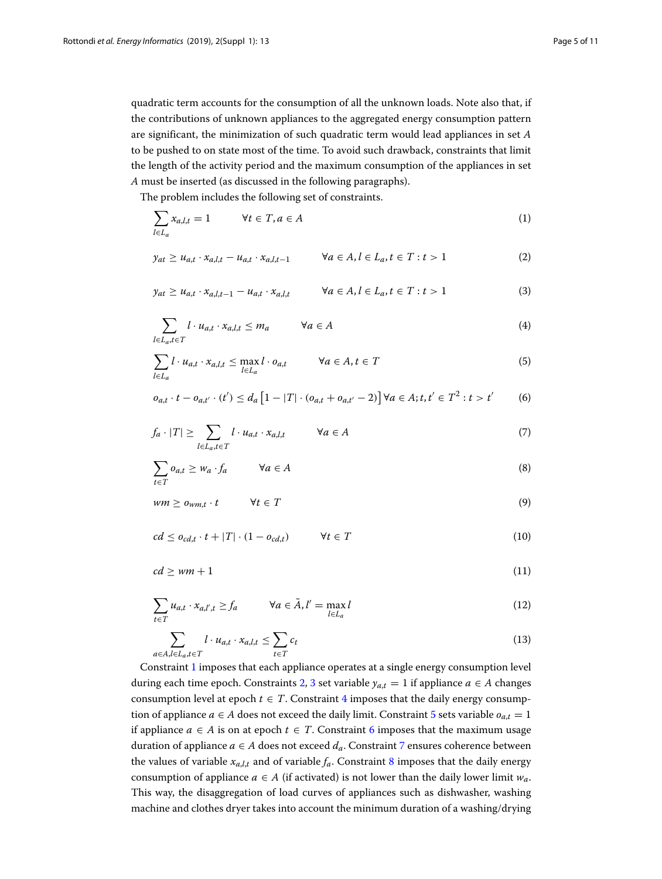quadratic term accounts for the consumption of all the unknown loads. Note also that, if the contributions of unknown appliances to the aggregated energy consumption pattern are significant, the minimization of such quadratic term would lead appliances in set $A$ to be pushed to on state most of the time. To avoid such drawback, constraints that limit the length of the activity period and the maximum consumption of the appliances in set $A$ must be inserted (as discussed in the following paragraphs).

The problem includes the following set of constraints.

$$\sum_{l \in L_a} x_{a,l,t} = 1 \qquad \forall t \in T, a \in A \tag{1}$$

$$y_{at} \geq u_{a,t} \cdot x_{a,l,t} - u_{a,t} \cdot x_{a,l,t-1} \qquad \forall a \in A, l \in L_a, t \in T : t > 1 \tag{2}$$

$$y_{at} \geq u_{a,t} \cdot x_{a,l,t-1} - u_{a,t} \cdot x_{a,l,t} \qquad \forall a \in A, l \in L_a, t \in T : t > 1 \tag{3}$$

$$\sum_{l \in L_a, t \in T} l \cdot u_{a,t} \cdot x_{a,l,t} \leq m_a \qquad \forall a \in A \tag{4}$$

$$\sum_{l \in L_a} l \cdot u_{a,t} \cdot x_{a,l,t} \leq \max_{l \in L_a} l \cdot o_{a,t} \qquad \forall a \in A, t \in T \tag{5}$$

$$o_{a,t} \cdot t - o_{a,t'} \cdot (t') \leq d_a \left[1 - |T| \cdot (o_{a,t} + o_{a,t'} - 2)\right] \forall a \in A; t, t' \in T^2 : t > t' \tag{6}$$

$$f_a \cdot |T| \geq \sum_{l \in L_a, t \in T} l \cdot u_{a,t} \cdot x_{a,l,t} \qquad \forall a \in A \tag{7}$$

$$\sum_{t \in T} o_{a,t} \geq w_a \cdot f_a \qquad \forall a \in A \tag{8}$$

$$wm \geq o_{wm,t} \cdot t \qquad \forall t \in T \tag{9}$$

$$cd \leq o_{cd,t} \cdot t + |T| \cdot (1 - o_{cd,t}) \qquad \forall t \in T \tag{10}$$

$$cd \geq wm + 1 \tag{11}$$

$$\sum_{t \in T} u_{a,t} \cdot x_{a,l',t} \geq f_a \qquad \forall a \in \tilde{A}, l' = \max_{l \in L_a} l \tag{12}$$

$$\sum_{a \in A, l \in L_a, t \in T} l \cdot u_{a,t} \cdot x_{a,l,t} \leq \sum_{t \in T} c_t \tag{13}$$

Constraint 1 imposes that each appliance operates at a single energy consumption level during each time epoch. Constraints 2, 3 set variable $y_{a,t} = 1$ if appliance $a \in A$ changes consumption level at epoch $t \in T$. Constraint 4 imposes that the daily energy consumption of appliance $a \in A$ does not exceed the daily limit. Constraint 5 sets variable $o_{a,t} = 1$ if appliance $a \in A$ is on at epoch $t \in T$. Constraint 6 imposes that the maximum usage duration of appliance $a \in A$ does not exceed $d_a$. Constraint 7 ensures coherence between the values of variable $x_{a,l,t}$ and of variable $f_a$. Constraint 8 imposes that the daily energy consumption of appliance $a \in A$ (if activated) is not lower than the daily lower limit $w_a$. This way, the disaggregation of load curves of appliances such as dishwasher, washing machine and clothes dryer takes into account the minimum duration of a washing/drying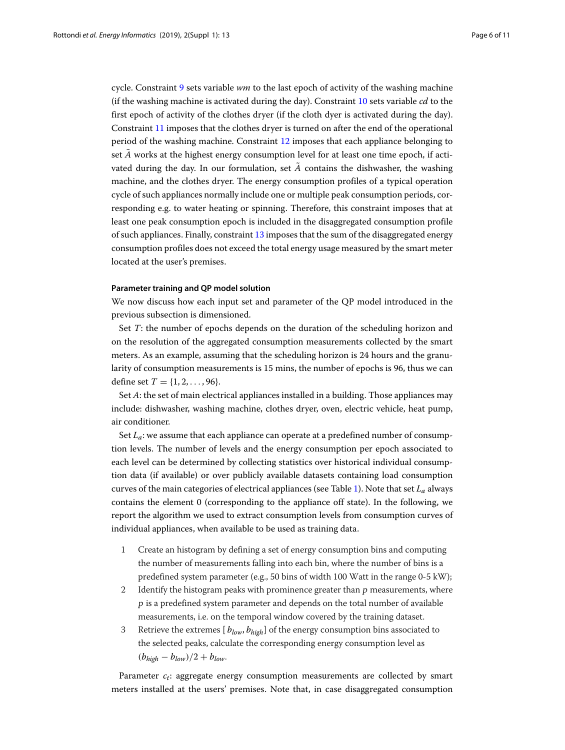cycle. Constraint 9 sets variable *wm* to the last epoch of activity of the washing machine (if the washing machine is activated during the day). Constraint 10 sets variable *cd* to the first epoch of activity of the clothes dryer (if the cloth dyer is activated during the day). Constraint 11 imposes that the clothes dryer is turned on after the end of the operational period of the washing machine. Constraint 12 imposes that each appliance belonging to set $\tilde{A}$ works at the highest energy consumption level for at least one time epoch, if activated during the day. In our formulation, set $\tilde{A}$ contains the dishwasher, the washing machine, and the clothes dryer. The energy consumption profiles of a typical operation cycle of such appliances normally include one or multiple peak consumption periods, corresponding e.g. to water heating or spinning. Therefore, this constraint imposes that at least one peak consumption epoch is included in the disaggregated consumption profile of such appliances. Finally, constraint 13 imposes that the sum of the disaggregated energy consumption profiles does not exceed the total energy usage measured by the smart meter located at the user's premises.

### Parameter training and QP model solution

We now discuss how each input set and parameter of the QP model introduced in the previous subsection is dimensioned.

Set $T$: the number of epochs depends on the duration of the scheduling horizon and on the resolution of the aggregated consumption measurements collected by the smart meters. As an example, assuming that the scheduling horizon is 24 hours and the granularity of consumption measurements is 15 mins, the number of epochs is 96, thus we can define set $T = \{1, 2, \ldots, 96\}$.

Set $A$: the set of main electrical appliances installed in a building. Those appliances may include: dishwasher, washing machine, clothes dryer, oven, electric vehicle, heat pump, air conditioner.

Set $L_a$: we assume that each appliance can operate at a predefined number of consumption levels. The number of levels and the energy consumption per epoch associated to each level can be determined by collecting statistics over historical individual consumption data (if available) or over publicly available datasets containing load consumption curves of the main categories of electrical appliances (see Table 1). Note that set $L_a$ always contains the element 0 (corresponding to the appliance off state). In the following, we report the algorithm we used to extract consumption levels from consumption curves of individual appliances, when available to be used as training data.

1. Create an histogram by defining a set of energy consumption bins and computing the number of measurements falling into each bin, where the number of bins is a predefined system parameter (e.g., 50 bins of width 100 Watt in the range 0-5 kW);
2. Identify the histogram peaks with prominence greater than $p$ measurements, where $p$ is a predefined system parameter and depends on the total number of available measurements, i.e. on the temporal window covered by the training dataset.
3. Retrieve the extremes $[b_{low}, b_{high}]$ of the energy consumption bins associated to the selected peaks, calculate the corresponding energy consumption level as $(b_{high} - b_{low})/2 + b_{low}$.

Parameter $c_t$: aggregate energy consumption measurements are collected by smart meters installed at the users' premises. Note that, in case disaggregated consumption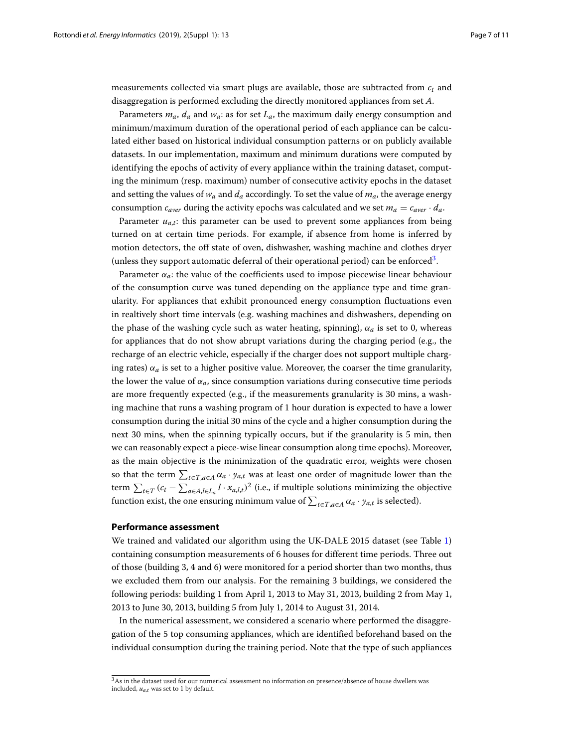measurements collected via smart plugs are available, those are subtracted from $c_t$ and disaggregation is performed excluding the directly monitored appliances from set $A$.

Parameters $m_a$, $d_a$ and $w_a$: as for set $L_a$, the maximum daily energy consumption and minimum/maximum duration of the operational period of each appliance can be calculated either based on historical individual consumption patterns or on publicly available datasets. In our implementation, maximum and minimum durations were computed by identifying the epochs of activity of every appliance within the training dataset, computing the minimum (resp. maximum) number of consecutive activity epochs in the dataset and setting the values of $w_a$ and $d_a$ accordingly. To set the value of $m_a$, the average energy consumption $c_{aver}$ during the activity epochs was calculated and we set $m_a = c_{aver} \cdot d_a$.

Parameter $u_{a,t}$: this parameter can be used to prevent some appliances from being turned on at certain time periods. For example, if absence from home is inferred by motion detectors, the off state of oven, dishwasher, washing machine and clothes dryer (unless they support automatic deferral of their operational period) can be enforced[3].

Parameter $\alpha_a$: the value of the coefficients used to impose piecewise linear behaviour of the consumption curve was tuned depending on the appliance type and time granularity. For appliances that exhibit pronounced energy consumption fluctuations even in realtively short time intervals (e.g. washing machines and dishwashers, depending on the phase of the washing cycle such as water heating, spinning), $\alpha_a$ is set to 0, whereas for appliances that do not show abrupt variations during the charging period (e.g., the recharge of an electric vehicle, especially if the charger does not support multiple charging rates) $\alpha_a$ is set to a higher positive value. Moreover, the coarser the time granularity, the lower the value of $\alpha_a$, since consumption variations during consecutive time periods are more frequently expected (e.g., if the measurements granularity is 30 mins, a washing machine that runs a washing program of 1 hour duration is expected to have a lower consumption during the initial 30 mins of the cycle and a higher consumption during the next 30 mins, when the spinning typically occurs, but if the granularity is 5 min, then we can reasonably expect a piece-wise linear consumption along time epochs). Moreover, as the main objective is the minimization of the quadratic error, weights were chosen so that the term $\sum_{t \in T, a \in A} \alpha_a \cdot y_{a,t}$ was at least one order of magnitude lower than the term $\sum_{t \in T} (c_t - \sum_{a \in A, l \in L_a} l \cdot x_{a,l,t})^2$ (i.e., if multiple solutions minimizing the objective function exist, the one ensuring minimum value of $\sum_{t \in T, a \in A} \alpha_a \cdot y_{a,t}$ is selected).

## Performance assessment

We trained and validated our algorithm using the UK-DALE 2015 dataset (see Table 1) containing consumption measurements of 6 houses for different time periods. Three out of those (building 3, 4 and 6) were monitored for a period shorter than two months, thus we excluded them from our analysis. For the remaining 3 buildings, we considered the following periods: building 1 from April 1, 2013 to May 31, 2013, building 2 from May 1, 2013 to June 30, 2013, building 5 from July 1, 2014 to August 31, 2014.

In the numerical assessment, we considered a scenario where performed the disaggregation of the 5 top consuming appliances, which are identified beforehand based on the individual consumption during the training period. Note that the type of such appliances

[3] As in the dataset used for our numerical assessment no information on presence/absence of house dwellers was included, $u_{a,t}$ was set to 1 by default.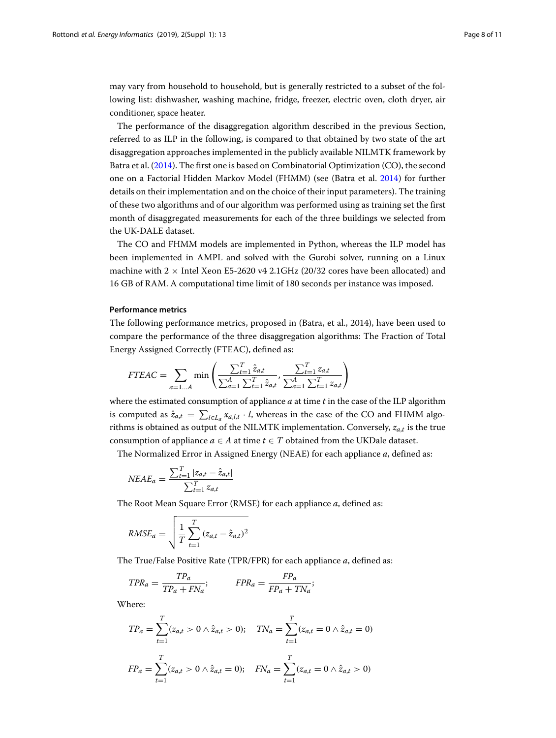may vary from household to household, but is generally restricted to a subset of the following list: dishwasher, washing machine, fridge, freezer, electric oven, cloth dryer, air conditioner, space heater.

The performance of the disaggregation algorithm described in the previous Section, referred to as ILP in the following, is compared to that obtained by two state of the art disaggregation approaches implemented in the publicly available NILMTK framework by Batra et al. (2014). The first one is based on Combinatorial Optimization (CO), the second one on a Factorial Hidden Markov Model (FHMM) (see (Batra et al. 2014) for further details on their implementation and on the choice of their input parameters). The training of these two algorithms and of our algorithm was performed using as training set the first month of disaggregated measurements for each of the three buildings we selected from the UK-DALE dataset.

The CO and FHMM models are implemented in Python, whereas the ILP model has been implemented in AMPL and solved with the Gurobi solver, running on a Linux machine with 2 × Intel Xeon E5-2620 v4 2.1GHz (20/32 cores have been allocated) and 16 GB of RAM. A computational time limit of 180 seconds per instance was imposed.

#### Performance metrics

The following performance metrics, proposed in (Batra, et al., 2014), have been used to compare the performance of the three disaggregation algorithms: The Fraction of Total Energy Assigned Correctly (FTEAC), defined as:

$$FTEAC = \sum_{a=1\dots A} \min\left(\frac{\sum_{t=1}^{T}\hat{z}_{a,t}}{\sum_{a=1}^{A}\sum_{t=1}^{T}\hat{z}_{a,t}}, \frac{\sum_{t=1}^{T} z_{a,t}}{\sum_{a=1}^{A}\sum_{t=1}^{T} z_{a,t}}\right)$$

where the estimated consumption of appliance $a$ at time $t$ in the case of the ILP algorithm is computed as $\hat{z}_{a,t} = \sum_{l \in L_a} x_{a,l,t} \cdot l$, whereas in the case of the CO and FHMM algorithms is obtained as output of the NILMTK implementation. Conversely, $z_{a,t}$ is the true consumption of appliance $a \in A$ at time $t \in T$ obtained from the UKDale dataset.

The Normalized Error in Assigned Energy (NEAE) for each appliance $a$, defined as:

$$NEAE_a = \frac{\sum_{t=1}^{T} |z_{a,t} - \hat{z}_{a,t}|}{\sum_{t=1}^{T} z_{a,t}}$$

The Root Mean Square Error (RMSE) for each appliance $a$, defined as:

$$RMSE_a = \sqrt{\frac{1}{T}\sum_{t=1}^{T}(z_{a,t} - \hat{z}_{a,t})^2}$$

The True/False Positive Rate (TPR/FPR) for each appliance $a$, defined as:

$$TPR_a = \frac{TP_a}{TP_a + FN_a}; \qquad FPR_a = \frac{FP_a}{FP_a + TN_a};$$

Where:

$$TP_a = \sum_{t=1}^{T}(z_{a,t} > 0 \land \hat{z}_{a,t} > 0); \quad TN_a = \sum_{t=1}^{T}(z_{a,t} = 0 \land \hat{z}_{a,t} = 0)$$

$$FP_a = \sum_{t=1}^{T}(z_{a,t} > 0 \land \hat{z}_{a,t} = 0); \quad FN_a = \sum_{t=1}^{T}(z_{a,t} = 0 \land \hat{z}_{a,t} > 0)$$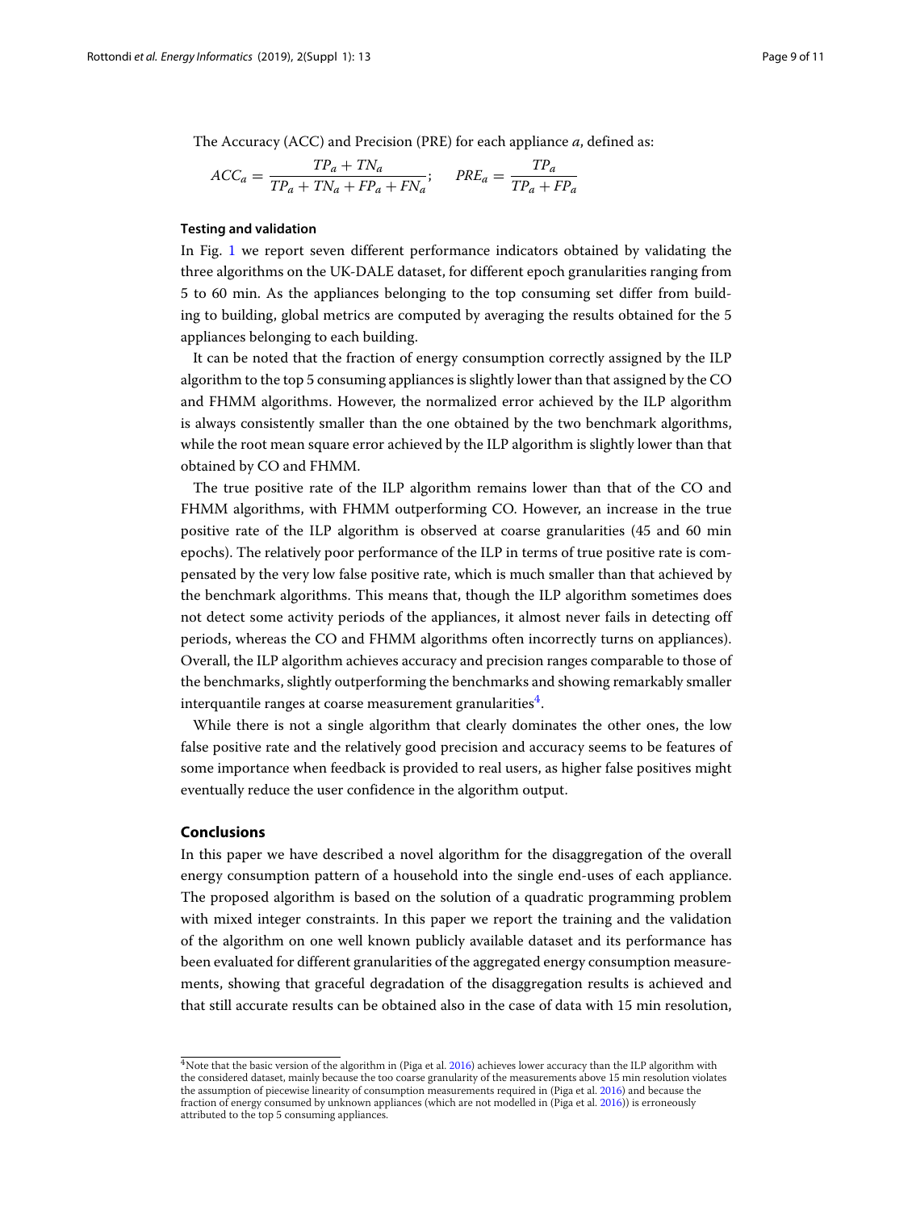The Accuracy (ACC) and Precision (PRE) for each appliance $a$, defined as:

$$ACC_a = \frac{TP_a + TN_a}{TP_a + TN_a + FP_a + FN_a}; \quad PRE_a = \frac{TP_a}{TP_a + FP_a}$$

### Testing and validation

In Fig. 1 we report seven different performance indicators obtained by validating the three algorithms on the UK-DALE dataset, for different epoch granularities ranging from 5 to 60 min. As the appliances belonging to the top consuming set differ from building to building, global metrics are computed by averaging the results obtained for the 5 appliances belonging to each building.

It can be noted that the fraction of energy consumption correctly assigned by the ILP algorithm to the top 5 consuming appliances is slightly lower than that assigned by the CO and FHMM algorithms. However, the normalized error achieved by the ILP algorithm is always consistently smaller than the one obtained by the two benchmark algorithms, while the root mean square error achieved by the ILP algorithm is slightly lower than that obtained by CO and FHMM.

The true positive rate of the ILP algorithm remains lower than that of the CO and FHMM algorithms, with FHMM outperforming CO. However, an increase in the true positive rate of the ILP algorithm is observed at coarse granularities (45 and 60 min epochs). The relatively poor performance of the ILP in terms of true positive rate is compensated by the very low false positive rate, which is much smaller than that achieved by the benchmark algorithms. This means that, though the ILP algorithm sometimes does not detect some activity periods of the appliances, it almost never fails in detecting off periods, whereas the CO and FHMM algorithms often incorrectly turns on appliances). Overall, the ILP algorithm achieves accuracy and precision ranges comparable to those of the benchmarks, slightly outperforming the benchmarks and showing remarkably smaller interquantile ranges at coarse measurement granularities[4].

While there is not a single algorithm that clearly dominates the other ones, the low false positive rate and the relatively good precision and accuracy seems to be features of some importance when feedback is provided to real users, as higher false positives might eventually reduce the user confidence in the algorithm output.

## Conclusions

In this paper we have described a novel algorithm for the disaggregation of the overall energy consumption pattern of a household into the single end-uses of each appliance. The proposed algorithm is based on the solution of a quadratic programming problem with mixed integer constraints. In this paper we report the training and the validation of the algorithm on one well known publicly available dataset and its performance has been evaluated for different granularities of the aggregated energy consumption measurements, showing that graceful degradation of the disaggregation results is achieved and that still accurate results can be obtained also in the case of data with 15 min resolution,

[4]Note that the basic version of the algorithm in (Piga et al. 2016) achieves lower accuracy than the ILP algorithm with the considered dataset, mainly because the too coarse granularity of the measurements above 15 min resolution violates the assumption of piecewise linearity of consumption measurements required in (Piga et al. 2016) and because the fraction of energy consumed by unknown appliances (which are not modelled in (Piga et al. 2016)) is erroneously attributed to the top 5 consuming appliances.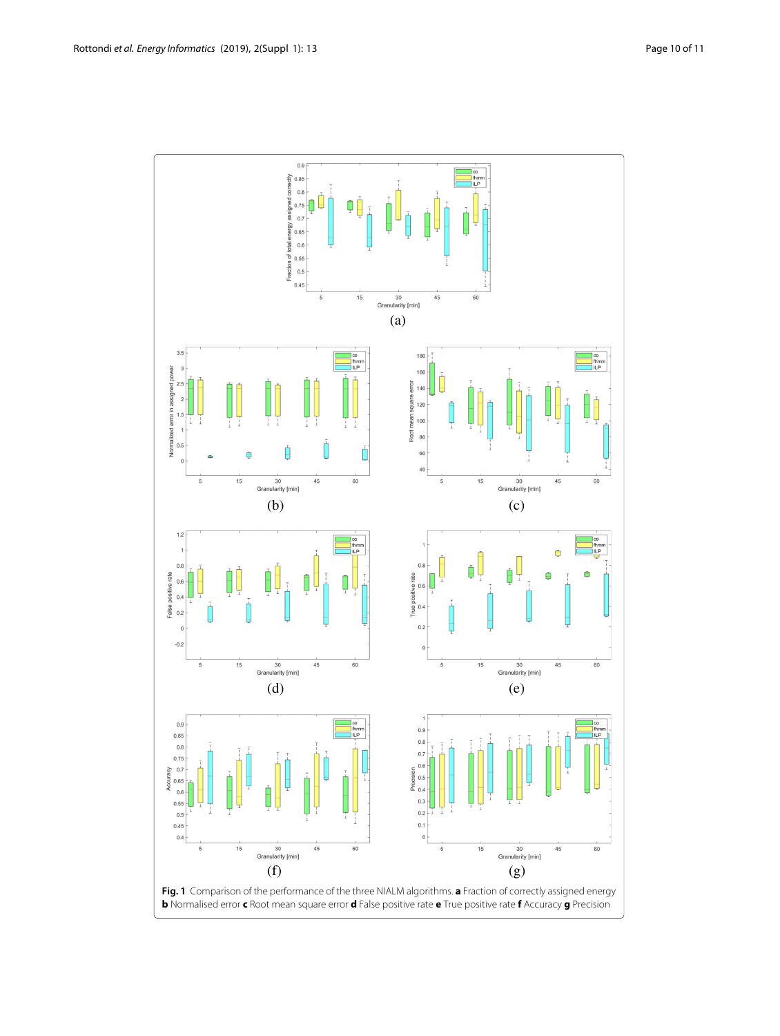**Fig. 1** Comparison of the performance of the three NIALM algorithms. **a** Fraction of correctly assigned energy **b** Normalised error **c** Root mean square error **d** False positive rate **e** True positive rate **f** Accuracy **g** Precision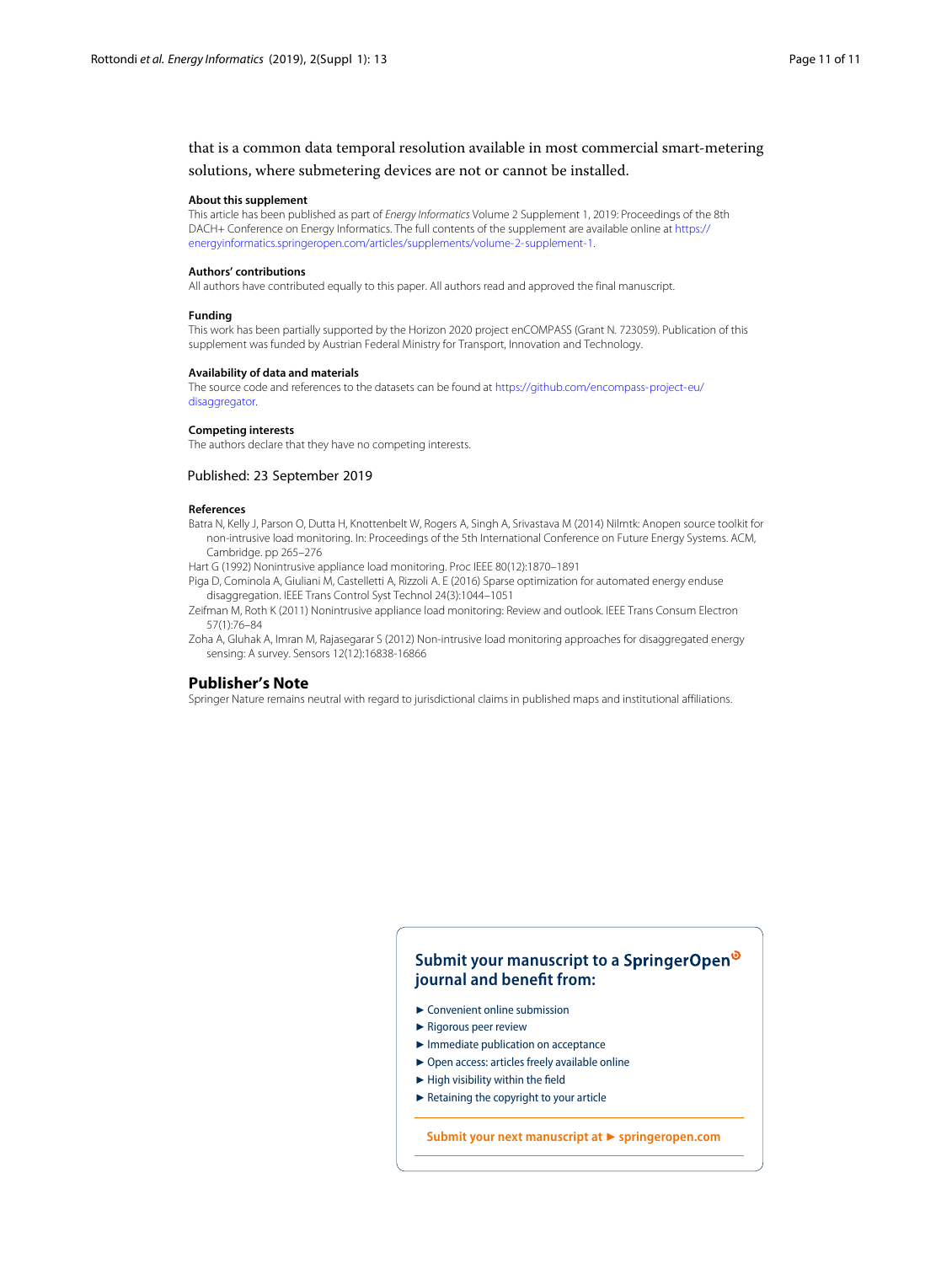that is a common data temporal resolution available in most commercial smart-metering solutions, where submetering devices are not or cannot be installed.

**About this supplement**

This article has been published as part of *Energy Informatics* Volume 2 Supplement 1, 2019: Proceedings of the 8th DACH+ Conference on Energy Informatics. The full contents of the supplement are available online at https://energyinformatics.springeropen.com/articles/supplements/volume-2-supplement-1.

**Authors' contributions**

All authors have contributed equally to this paper. All authors read and approved the final manuscript.

**Funding**

This work has been partially supported by the Horizon 2020 project enCOMPASS (Grant N. 723059). Publication of this supplement was funded by Austrian Federal Ministry for Transport, Innovation and Technology.

**Availability of data and materials**

The source code and references to the datasets can be found at https://github.com/encompass-project-eu/disaggregator.

**Competing interests**

The authors declare that they have no competing interests.

Published: 23 September 2019

**References**

Batra N, Kelly J, Parson O, Dutta H, Knottenbelt W, Rogers A, Singh A, Srivastava M (2014) Nilmtk: Anopen source toolkit for non-intrusive load monitoring. In: Proceedings of the 5th International Conference on Future Energy Systems. ACM, Cambridge. pp 265–276

Hart G (1992) Nonintrusive appliance load monitoring. Proc IEEE 80(12):1870–1891

Piga D, Cominola A, Giuliani M, Castelletti A, Rizzoli A. E (2016) Sparse optimization for automated energy enduse disaggregation. IEEE Trans Control Syst Technol 24(3):1044–1051

Zeifman M, Roth K (2011) Nonintrusive appliance load monitoring: Review and outlook. IEEE Trans Consum Electron 57(1):76–84

Zoha A, Gluhak A, Imran M, Rajasegarar S (2012) Non-intrusive load monitoring approaches for disaggregated energy sensing: A survey. Sensors 12(12):16838-16866

## Publisher's Note

Springer Nature remains neutral with regard to jurisdictional claims in published maps and institutional affiliations.